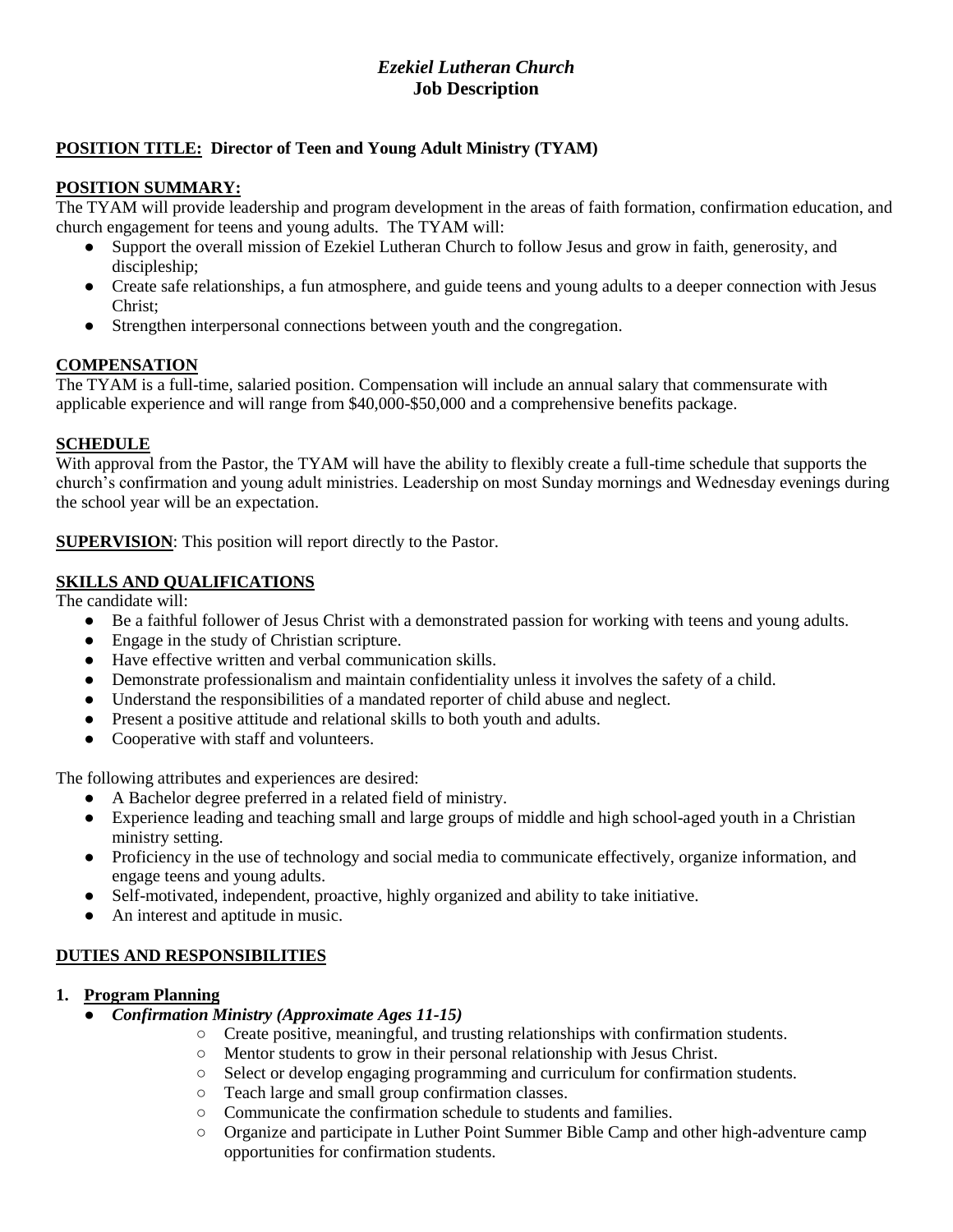# *Ezekiel Lutheran Church*
# **Job Description**

**POSITION TITLE: Director of Teen and Young Adult Ministry (TYAM)**

**POSITION SUMMARY:**

The TYAM will provide leadership and program development in the areas of faith formation, confirmation education, and church engagement for teens and young adults. The TYAM will:

- Support the overall mission of Ezekiel Lutheran Church to follow Jesus and grow in faith, generosity, and discipleship;
- Create safe relationships, a fun atmosphere, and guide teens and young adults to a deeper connection with Jesus Christ;
- Strengthen interpersonal connections between youth and the congregation.

**COMPENSATION**

The TYAM is a full-time, salaried position. Compensation will include an annual salary that commensurate with applicable experience and will range from $40,000-$50,000 and a comprehensive benefits package.

**SCHEDULE**

With approval from the Pastor, the TYAM will have the ability to flexibly create a full-time schedule that supports the church's confirmation and young adult ministries. Leadership on most Sunday mornings and Wednesday evenings during the school year will be an expectation.

**SUPERVISION**: This position will report directly to the Pastor.

**SKILLS AND QUALIFICATIONS**

The candidate will:

- Be a faithful follower of Jesus Christ with a demonstrated passion for working with teens and young adults.
- Engage in the study of Christian scripture.
- Have effective written and verbal communication skills.
- Demonstrate professionalism and maintain confidentiality unless it involves the safety of a child.
- Understand the responsibilities of a mandated reporter of child abuse and neglect.
- Present a positive attitude and relational skills to both youth and adults.
- Cooperative with staff and volunteers.

The following attributes and experiences are desired:

- A Bachelor degree preferred in a related field of ministry.
- Experience leading and teaching small and large groups of middle and high school-aged youth in a Christian ministry setting.
- Proficiency in the use of technology and social media to communicate effectively, organize information, and engage teens and young adults.
- Self-motivated, independent, proactive, highly organized and ability to take initiative.
- An interest and aptitude in music.

**DUTIES AND RESPONSIBILITIES**

1. **Program Planning**
   - ***Confirmation Ministry (Approximate Ages 11-15)***
     - Create positive, meaningful, and trusting relationships with confirmation students.
     - Mentor students to grow in their personal relationship with Jesus Christ.
     - Select or develop engaging programming and curriculum for confirmation students.
     - Teach large and small group confirmation classes.
     - Communicate the confirmation schedule to students and families.
     - Organize and participate in Luther Point Summer Bible Camp and other high-adventure camp opportunities for confirmation students.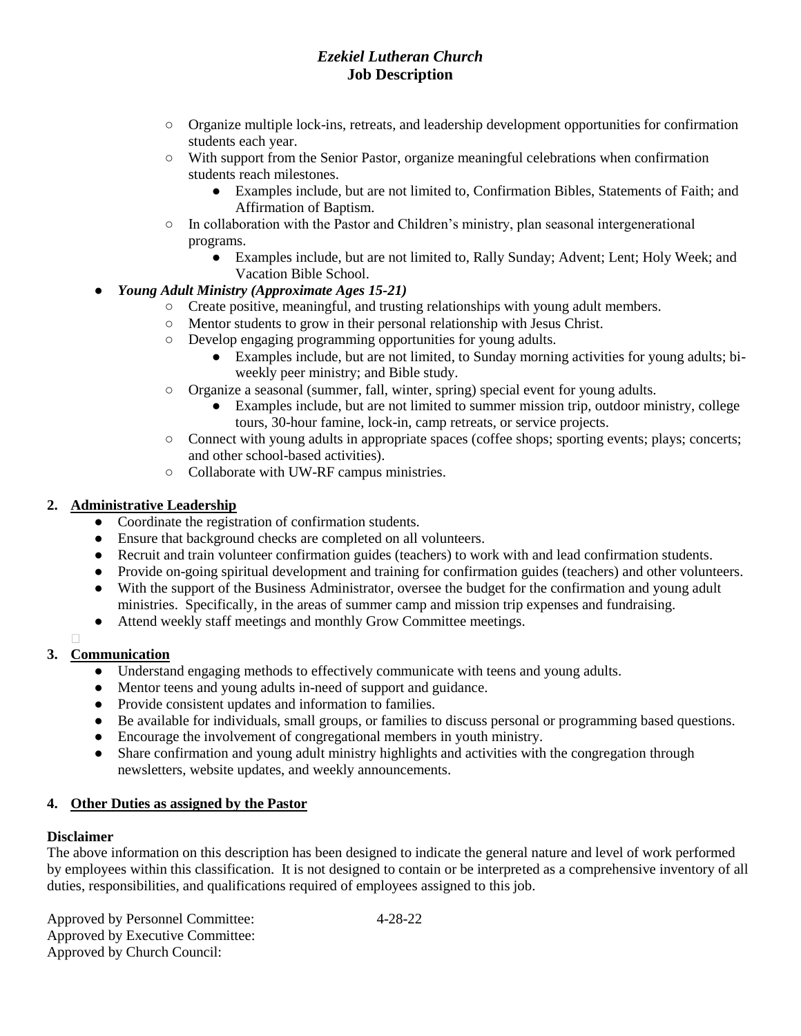- Organize multiple lock-ins, retreats, and leadership development opportunities for confirmation students each year.
  - With support from the Senior Pastor, organize meaningful celebrations when confirmation students reach milestones.
    - Examples include, but are not limited to, Confirmation Bibles, Statements of Faith; and Affirmation of Baptism.
  - In collaboration with the Pastor and Children's ministry, plan seasonal intergenerational programs.
    - Examples include, but are not limited to, Rally Sunday; Advent; Lent; Holy Week; and Vacation Bible School.
- ***Young Adult Ministry (Approximate Ages 15-21)***
  - Create positive, meaningful, and trusting relationships with young adult members.
  - Mentor students to grow in their personal relationship with Jesus Christ.
  - Develop engaging programming opportunities for young adults.
    - Examples include, but are not limited, to Sunday morning activities for young adults; bi-weekly peer ministry; and Bible study.
  - Organize a seasonal (summer, fall, winter, spring) special event for young adults.
    - Examples include, but are not limited to summer mission trip, outdoor ministry, college tours, 30-hour famine, lock-in, camp retreats, or service projects.
  - Connect with young adults in appropriate spaces (coffee shops; sporting events; plays; concerts; and other school-based activities).
  - Collaborate with UW-RF campus ministries.

**2. <u>Administrative Leadership</u>**

- Coordinate the registration of confirmation students.
- Ensure that background checks are completed on all volunteers.
- Recruit and train volunteer confirmation guides (teachers) to work with and lead confirmation students.
- Provide on-going spiritual development and training for confirmation guides (teachers) and other volunteers.
- With the support of the Business Administrator, oversee the budget for the confirmation and young adult ministries. Specifically, in the areas of summer camp and mission trip expenses and fundraising.
- Attend weekly staff meetings and monthly Grow Committee meetings.

**3. <u>Communication</u>**

- Understand engaging methods to effectively communicate with teens and young adults.
- Mentor teens and young adults in-need of support and guidance.
- Provide consistent updates and information to families.
- Be available for individuals, small groups, or families to discuss personal or programming based questions.
- Encourage the involvement of congregational members in youth ministry.
- Share confirmation and young adult ministry highlights and activities with the congregation through newsletters, website updates, and weekly announcements.

**4. <u>Other Duties as assigned by the Pastor</u>**

**Disclaimer**

The above information on this description has been designed to indicate the general nature and level of work performed by employees within this classification. It is not designed to contain or be interpreted as a comprehensive inventory of all duties, responsibilities, and qualifications required of employees assigned to this job.

Approved by Personnel Committee: 4-28-22
Approved by Executive Committee:
Approved by Church Council: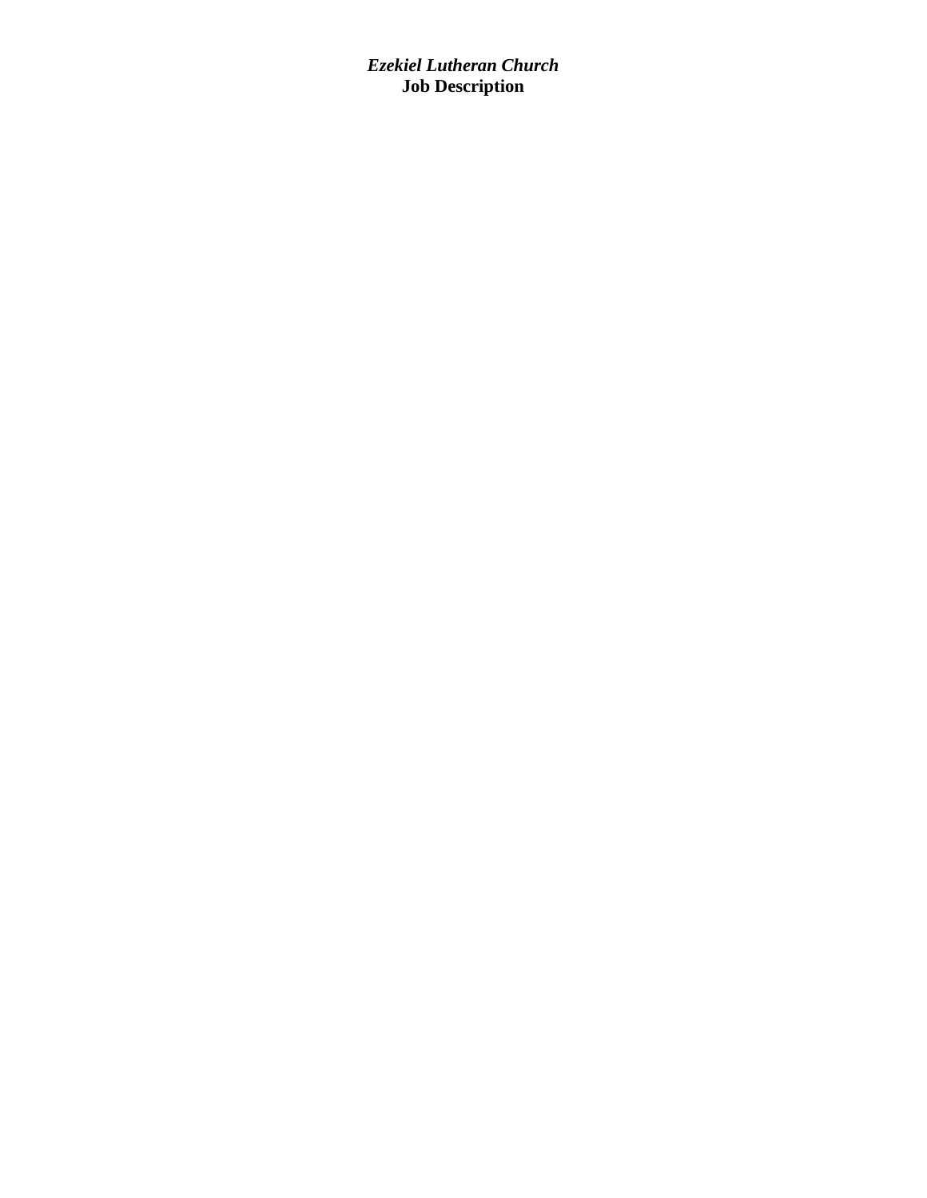***Ezekiel Lutheran Church***
**Job Description**